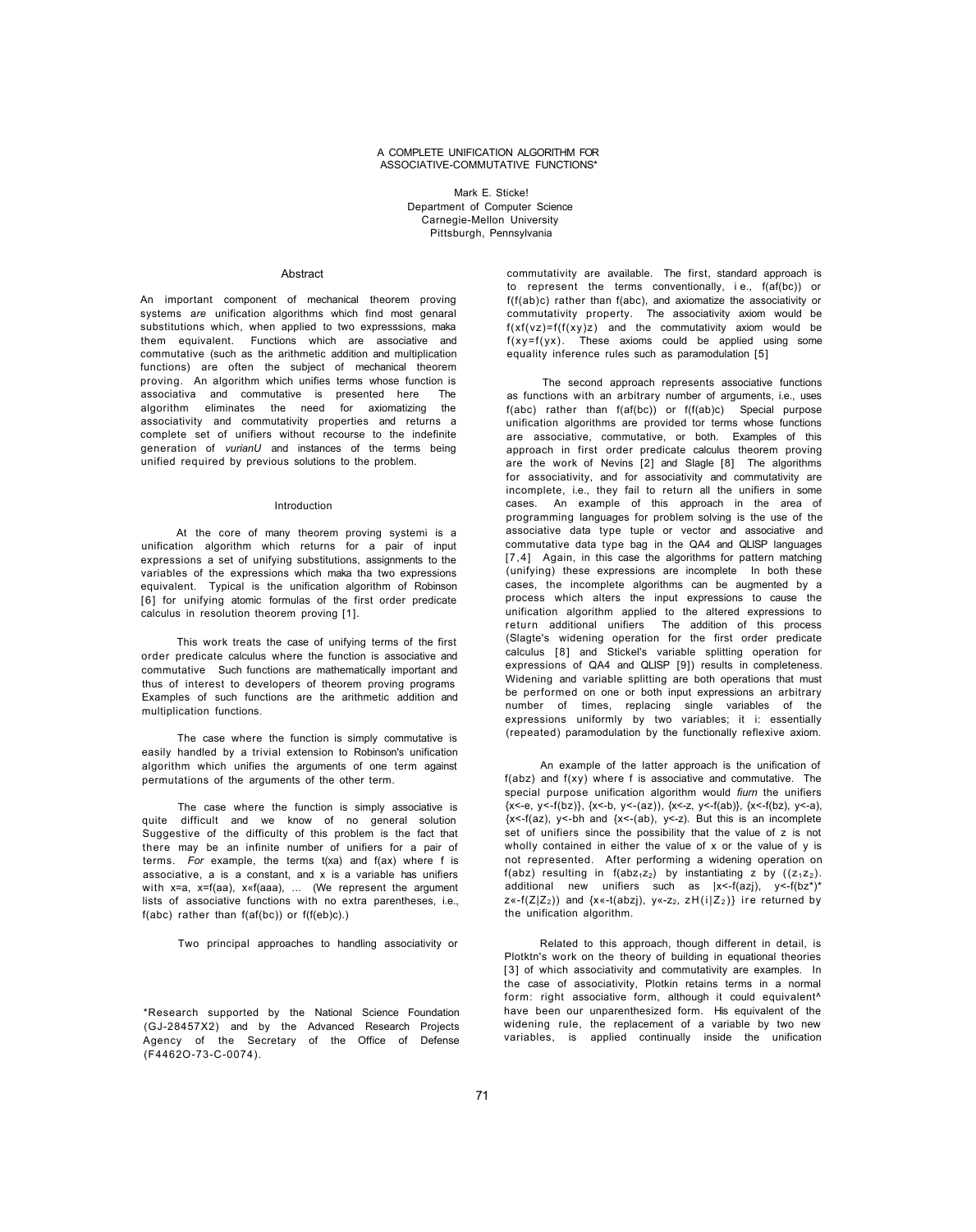# A COMPLETE UNIFICATION ALGORITHM FOR ASSOCIATIVE-COMMUTATIVE FUNCTIONS*

Mark E. Sticke!
Department of Computer Science
Carnegie-Mellon University
Pittsburgh, Pennsylvania

## Abstract

An important component of mechanical theorem proving systems *are* unification algorithms which find most genaral substitutions which, when applied to two expresssions, maka them equivalent. Functions which are associative and commutative (such as the arithmetic addition and multiplication functions) are often the subject of mechanical theorem proving. An algorithm which unifies terms whose function is associativa and commutative is presented here The algorithm eliminates the need for axiomatizing the associativity and commutativity properties and returns a complete set of unifiers without recourse to the indefinite generation of *vurianU* and instances of the terms being unified required by previous solutions to the problem.

## Introduction

At the core of many theorem proving systemi is a unification algorithm which returns for a pair of input expressions a set of unifying substitutions, assignments to the variables of the expressions which maka tha two expressions equivalent. Typical is the unification algorithm of Robinson [6] for unifying atomic formulas of the first order predicate calculus in resolution theorem proving [1].

This work treats the case of unifying terms of the first order predicate calculus where the function is associative and commutative Such functions are mathematically important and thus of interest to developers of theorem proving programs Examples of such functions are the arithmetic addition and multiplication functions.

The case where the function is simply commutative is easily handled by a trivial extension to Robinson's unification algorithm which unifies the arguments of one term against permutations of the arguments of the other term.

The case where the function is simply associative is quite difficult and we know of no general solution Suggestive of the difficulty of this problem is the fact that there may be an infinite number of unifiers for a pair of terms. *For* example, the terms t(xa) and f(ax) where f is associative, a is a constant, and x is a variable has unifiers with x=a, x=f(aa), x«f(aaa), ... (We represent the argument lists of associative functions with no extra parentheses, i.e., f(abc) rather than f(af(bc)) or f(f(eb)c).)

Two principal approaches to handling associativity or commutativity are available. The first, standard approach is to represent the terms conventionally, i e., f(af(bc)) or f(f(ab)c) rather than f(abc), and axiomatize the associativity or commutativity property. The associativity axiom would be f(xf(vz)=f(f(xy)z) and the commutativity axiom would be f(xy=f(yx). These axioms could be applied using some equality inference rules such as paramodulation [5]

The second approach represents associative functions as functions with an arbitrary number of arguments, i.e., uses f(abc) rather than f(af(bc)) or f(f(ab)c) Special purpose unification algorithms are provided tor terms whose functions are associative, commutative, or both. Examples of this approach in first order predicate calculus theorem proving are the work of Nevins [2] and Slagle [8] The algorithms for associativity, and for associativity and commutativity are incomplete, i.e., they fail to return all the unifiers in some cases. An example of this approach in the area of programming languages for problem solving is the use of the associative data type tuple or vector and associative and commutative data type bag in the QA4 and QLISP languages [7,4] Again, in this case the algorithms for pattern matching (unifying) these expressions are incomplete In both these cases, the incomplete algorithms can be augmented by a process which alters the input expressions to cause the unification algorithm applied to the altered expressions to return additional unifiers The addition of this process (Slagte's widening operation for the first order predicate calculus [8] and Stickel's variable splitting operation for expressions of QA4 and QLISP [9]) results in completeness. Widening and variable splitting are both operations that must be performed on one or both input expressions an arbitrary number of times, replacing single variables of the expressions uniformly by two variables; it i: essentially (repeated) paramodulation by the functionally reflexive axiom.

An example of the latter approach is the unification of f(abz) and f(xy) where f is associative and commutative. The special purpose unification algorithm would *fiurn* the unifiers {x<-e, y<-f(bz)}, {x<-b, y<-(az)), {x<-z, y<-f(ab)}, {x<-f(bz), y<-a), {x<-f(az), y<-bh and {x<-(ab), y<-z). But this is an incomplete set of unifiers since the possibility that the value of z is not wholly contained in either the value of x or the value of y is not represented. After performing a widening operation on f(abz) resulting in $f(abz_1z_2)$ by instantiating z by $((z_1z_2)$. additional new unifiers such as |x<-f(azj), y<-f(bz*)* $z«-f(Z|Z_2))$ and {x«-t(abzj), $y«-z_2$, $zH(i|Z_2)\}$ ire returned by the unification algorithm.

Related to this approach, though different in detail, is Plotktn's work on the theory of building in equational theories [3] of which associativity and commutativity are examples. In the case of associativity, Plotkin retains terms in a normal form: right associative form, although it could equivalent^ have been our unparenthesized form. His equivalent of the widening rule, the replacement of a variable by two new variables, is applied continually inside the unification

*Research supported by the National Science Foundation (GJ-28457X2) and by the Advanced Research Projects Agency of the Secretary of the Office of Defense (F4462O-73-C-0074).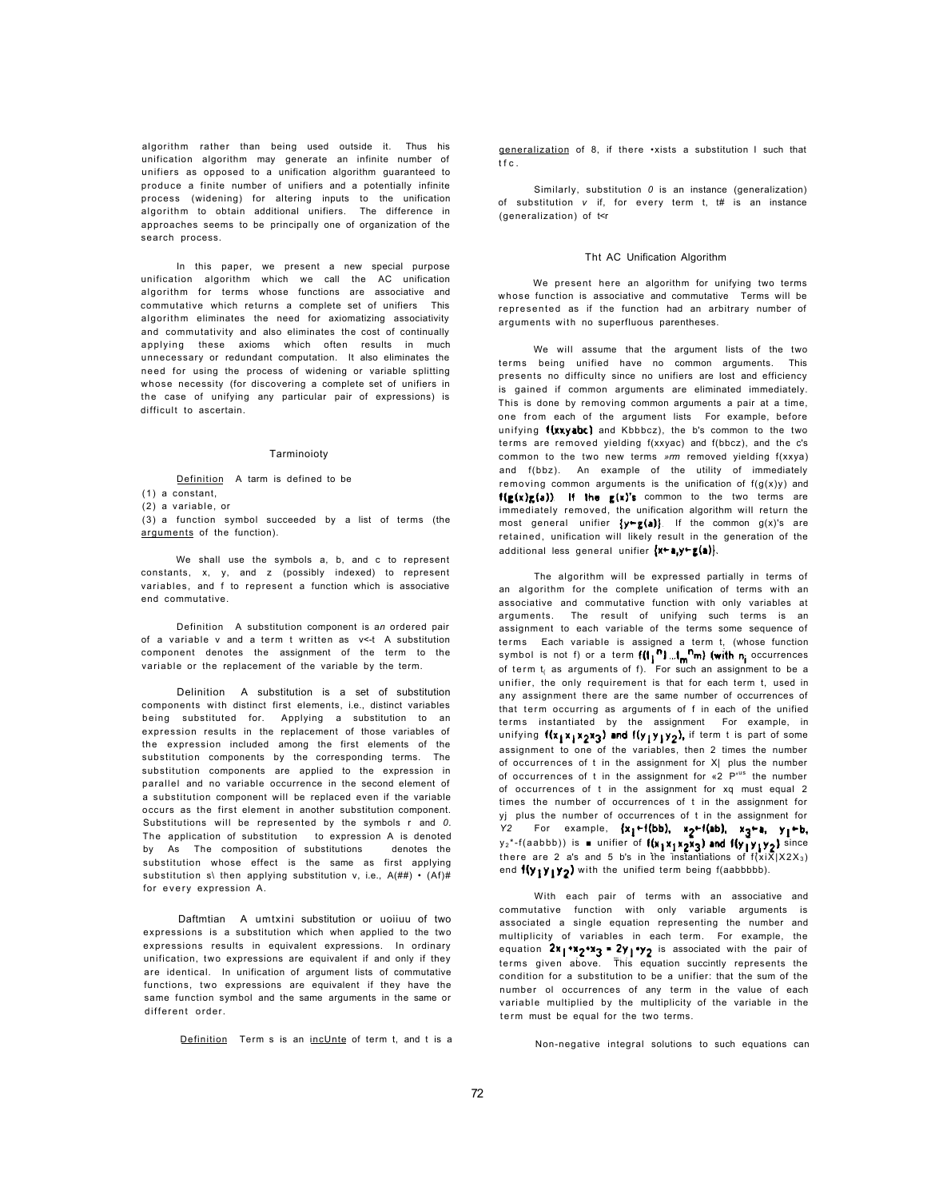algorithm rather than being used outside it. Thus his unification algorithm may generate an infinite number of unifiers as opposed to a unification algorithm guaranteed to produce a finite number of unifiers and a potentially infinite process (widening) for altering inputs to the unification algorithm to obtain additional unifiers. The difference in approaches seems to be principally one of organization of the search process.

In this paper, we present a new special purpose unification algorithm which we call the AC unification algorithm for terms whose functions are associative and commutative which returns a complete set of unifiers This algorithm eliminates the need for axiomatizing associativity and commutativity and also eliminates the cost of continually applying these axioms which often results in much unnecessary or redundant computation. It also eliminates the need for using the process of widening or variable splitting whose necessity (for discovering a complete set of unifiers in the case of unifying any particular pair of expressions) is difficult to ascertain.

## Terminology

Definition A term is defined to be

(1) a constant,
(2) a variable, or
(3) a function symbol succeeded by a list of terms (the arguments of the function).

We shall use the symbols a, b, and c to represent constants, x, y, and z (possibly indexed) to represent variables, and f to represent a function which is associative and commutative.

Definition A substitution component is an ordered pair of a variable v and a term t written as $v \leftarrow t$ A substitution component denotes the assignment of the term to the variable or the replacement of the variable by the term.

Definition A substitution is a set of substitution components with distinct first elements, i.e., distinct variables being substituted for. Applying a substitution to an expression results in the replacement of those variables of the expression included among the first elements of the substitution components by the corresponding terms. The substitution components are applied to the expression in parallel and no variable occurrence in the second element of a substitution component will be replaced even if the variable occurs as the first element in another substitution component. Substitutions will be represented by the symbols $\sigma$ and $\theta$. The application of substitution $\sigma$ to expression A is denoted by $A\sigma$ The composition of substitutions $\sigma\theta$ denotes the substitution whose effect is the same as first applying substitution $\sigma$ then applying substitution $\theta$, i.e., $A(\sigma\theta) = (A\sigma)\theta$ for every expression A.

Definition A unifying substitution or unifier of two expressions is a substitution which when applied to the two expressions results in equivalent expressions. In ordinary unification, two expressions are equivalent if and only if they are identical. In unification of argument lists of commutative functions, two expressions are equivalent if they have the same function symbol and the same arguments in the same or different order.

Definition Term s is an instance of term t, and t is a generalization of s, if there exists a substitution $\sigma$ such that $t\sigma = s$.

Similarly, substitution $\theta$ is an instance (generalization) of substitution $\sigma$ if, for every term t, $t\theta$ is an instance (generalization) of $t\sigma$

## The AC Unification Algorithm

We present here an algorithm for unifying two terms whose function is associative and commutative Terms will be represented as if the function had an arbitrary number of arguments with no superfluous parentheses.

We will assume that the argument lists of the two terms being unified have no common arguments. This presents no difficulty since no unifiers are lost and efficiency is gained if common arguments are eliminated immediately. This is done by removing common arguments a pair at a time, one from each of the argument lists For example, before unifying f(xxyabc) and f(bbbcz), the b's common to the two terms are removed yielding f(xxyac) and f(bbcz), and the c's common to the two new terms are removed yielding f(xxya) and f(bbz). An example of the utility of immediately removing common arguments is the unification of f(g(x)y) and f(g(x)g(a)) If the g(x)'s common to the two terms are immediately removed, the unification algorithm will return the most general unifier $\{y \leftarrow g(a)\}$. If the common g(x)'s are retained, unification will likely result in the generation of the additional less general unifier $\{x \leftarrow a, y \leftarrow g(a)\}$.

The algorithm will be expressed partially in terms of an algorithm for the complete unification of terms with an associative and commutative function with only variables at arguments. The result of unifying such terms is an assignment to each variable of the terms some sequence of terms Each variable is assigned a term $t_i$ (whose function symbol is not f) or a term $f(t_1^{n_1} \dots t_m^{n_m})$ (with $n_i$ occurrences of term $t_i$ as arguments of f). For such an assignment to be a unifier, the only requirement is that for each term $t_i$ used in any assignment there are the same number of occurrences of that term occurring as arguments of f in each of the unified terms instantiated by the assignment For example, in unifying $f(x_1x_1x_2x_3)$ and $f(y_1y_1y_2)$, if term t is part of some assignment to one of the variables, then 2 times the number of occurrences of t in the assignment for $x_1$ plus the number of occurrences of t in the assignment for $x_2$ plus the number of occurrences of t in the assignment for $x_3$ must equal 2 times the number of occurrences of t in the assignment for $y_1$ plus the number of occurrences of t in the assignment for $y_2$ For example, $\{x_1 \leftarrow f(bb), x_2 \leftarrow f(ab), x_3 \leftarrow a, y_1 \leftarrow b, y_2 \leftarrow f(aabbb)\}$ is a unifier of $f(x_1x_1x_2x_3)$ and $f(y_1y_1y_2)$ since there are 2 a's and 5 b's in the instantiations of $f(x_1x_1x_2x_3)$ and $f(y_1y_1y_2)$ with the unified term being f(aabbbbb).

With each pair of terms with an associative and commutative function with only variable arguments is associated a single equation representing the number and multiplicity of variables in each term. For example, the equation $2x_1+x_2+x_3 = 2y_1+y_2$ is associated with the pair of terms given above. This equation succinctly represents the condition for a substitution to be a unifier: that the sum of the number of occurrences of any term in the value of each variable multiplied by the multiplicity of the variable in the term must be equal for the two terms.

Non-negative integral solutions to such equations can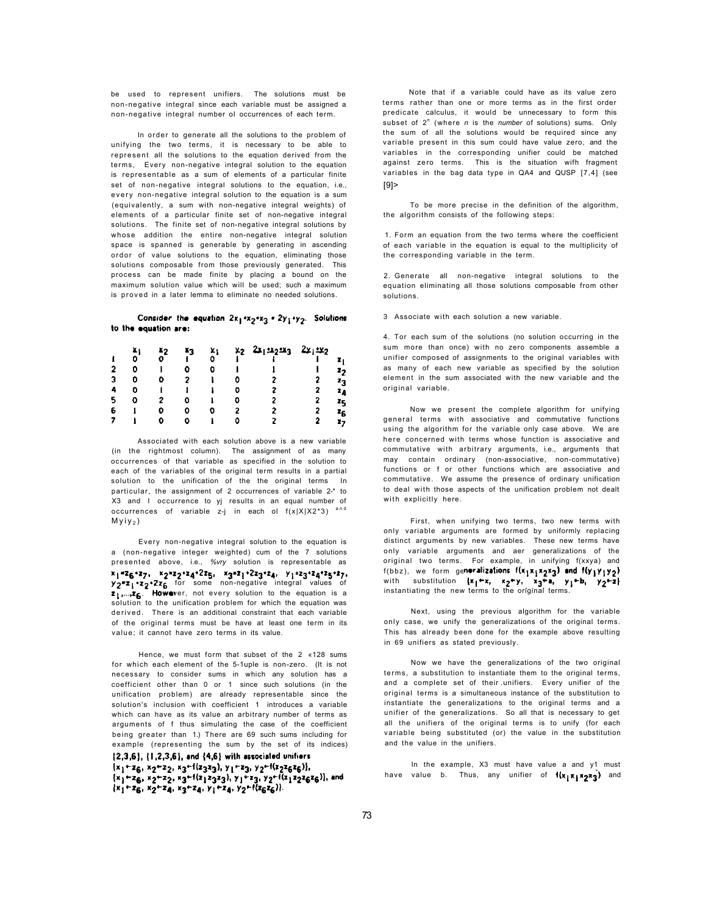be used to represent unifiers. The solutions must be non-negative integral since each variable must be assigned a non-negative integral number ol occurrences of each term.

In order to generate all the solutions to the problem of unifying the two terms, it is necessary to be able to represent all the solutions to the equation derived from the terms, Every non-negative integral solution to the equation is representable as a sum of elements of a particular finite set of non-negative integral solutions to the equation, i.e., every non-negative integral solution to the equation is a sum (equivalently, a sum with non-negative integral weights) of elements of a particular finite set of non-negative integral solutions. The finite set of non-negative integral solutions by whose addition the entire non-negative integral solution space is spanned is generable by generating in ascending ordor of value solutions to the equation, eliminating those solutions composable from those previously generated. This process can be made finite by placing a bound on the maximum solution value which will be used; such a maximum is proved in a later lemma to eliminate no needed solutions.

**Consider the equation $2x_1+x_2+x_3 = 2y_1+y_2$. Solutions to the equation are:**

| | $x_1$ | $x_2$ | $x_3$ | $y_1$ | $y_2$ | $2x_1+x_2+x_3$ | $2y_1+y_2$ | |
|---|---|---|---|---|---|---|---|---|
| 1 | 0 | 0 | 1 | 0 | 1 | 1 | 1 | $z_1$ |
| 2 | 0 | 1 | 0 | 0 | 1 | 1 | 1 | $z_2$ |
| 3 | 0 | 0 | 2 | 1 | 0 | 2 | 2 | $z_3$ |
| 4 | 0 | 1 | 1 | 1 | 0 | 2 | 2 | $z_4$ |
| 5 | 0 | 2 | 0 | 1 | 0 | 2 | 2 | $z_5$ |
| 6 | 1 | 0 | 0 | 0 | 2 | 2 | 2 | $z_6$ |
| 7 | 1 | 0 | 0 | 1 | 0 | 2 | 2 | $z_7$ |

Associated with each solution above is a new variable (in the rightmost column). The assignment of as many occurrences of that variable as specified in the solution to each of the variables of the original term results in a partial solution to the unification of the the original terms In particular, the assignment of 2 occurrences of variable 2-* to X3 and I occurrence to yj results in an equal number of occurrences of variable z-j in each ol f(x|X|X2*3) and Myiy2)

Every non-negative integral solution to the equation is a (non-negative integer weighted) cum of the 7 solutions presented above, i.e., *%vry* solution is representable as $x_1=z_6+z_7$, $x_2=z_2+z_4+2z_5$, $x_3=z_1+2z_3+z_4$, $y_1=z_3+z_4+z_5+z_7$, $y_2=z_1+z_2+2z_6$ for some non-negative integral values of $z_1,...,z_6$. **How**ever, not every solution to the equation is a solution to the unification problem for which the equation was derived. There is an additional constraint that each variable of the original terms must be have at least one term in its value; it cannot have zero terms in its value.

Hence, we must form that subset of the 2 «128 sums for which each element of the 5-1uple is non-zero. (It is not necessary to consider sums in which any solution has a coefficient other than 0 or 1 since such solutions (in the unification problem) are already representable since the solution's inclusion with coefficient 1 introduces a variable which can have as its value an arbitrary number of terms as arguments of f thus simulating the case of the coefficient being greater than 1.) There are 69 such sums including for example (representing the sum by the set of its indices) **{2,3,6}, {1,2,3,6}, and {4,6} with associated unifiers** $\{x_1\leftarrow z_6, x_2\leftarrow z_2, x_3\leftarrow f(z_3z_3), y_1\leftarrow z_3, y_2\leftarrow f(z_2z_6z_6)\}$, $\{x_1\leftarrow z_6, x_2\leftarrow z_2, x_3\leftarrow f(z_1z_3z_3), y_1\leftarrow z_3, y_2\leftarrow f(z_1z_2z_6z_6)\}$, and $\{x_1\leftarrow z_6, x_2\leftarrow z_4, x_3\leftarrow z_4, y_1\leftarrow z_4, y_2\leftarrow f(z_6z_6)\}$.

Note that if a variable could have as its value zero terms rather than one or more terms as in the first order predicate calculus, it would be unnecessary to form this subset of $2^n$ (where *n* is the *number* of solutions) sums. Only the sum of all the solutions would be required since any variable present in this sum could have value zero, and the variables in the corresponding unifier could be matched against zero terms. This is the situation wifh fragment variables in the bag data type in QA4 and QUSP [7,4] (see [9]>

To be more precise in the definition of the algorithm, the algorithm consists of the following steps:

1. Form an equation from the two terms where the coefficient of each variable in the equation is equal to the multiplicity of the corresponding variable in the term.

2. Generate all non-negative integral solutions to the equation eliminating all those solutions composable from other solutions.

3 Associate with each solution a new variable.

4. Tor each sum of the solutions (no solution occurring in the sum more than once) with no zero components assemble a unifier composed of assignments to the original variables with as many of each new variable as specified by the solution element in the sum associated with the new variable and the original variable.

Now we present the complete algorithm for unifying general terms with associative and commutative functions using the algorithm for the variable only case above. We are here concerned with terms whose function is associative and commutative with arbitrary arguments, i.e., arguments that may contain ordinary (non-associative, non-commutative) functions or f or other functions which are associative and commutative. We assume the presence of ordinary unification to deal with those aspects of the unification problem not dealt with explicitly here.

First, when unifying two terms, two new terms with only variable arguments are formed by uniformly replacing distinct arguments by new variables. These new terms have only variable arguments and aer generalizations of the original two terms. For example, in unifying f(xxya) and f(bbz), we form ge**neralizations** $f(x_1x_1x_2x_3)$ **and** $f(y_1y_1y_2)$ with substitution $\{x_1\leftarrow x, x_2\leftarrow y, x_3\leftarrow a, y_1\leftarrow b, y_2\leftarrow z\}$ instantiating the new terms to the original terms.

Next, using the previous algorithm for the variable only case, we unify the generalizations of the original terms. This has already been done for the example above resulting in 69 unifiers as stated previously.

Now we have the generalizations of the two original terms, a substitution to instantiate them to the original terms, and a complete set of their unifiers. Every unifier of the original terms is a simultaneous instance of the substitution to instantiate the generalizations to the original terms and a unifier of the generalizations. So all that is necessary to get all the unifiers of the original terms is to unify (for each variable being substituted (or) the value in the substitution and the value in the unifiers.

In the example, X3 must have value a and y1 must have value b. Thus, any unifier of $f(x_1x_1x_2x_3)$ and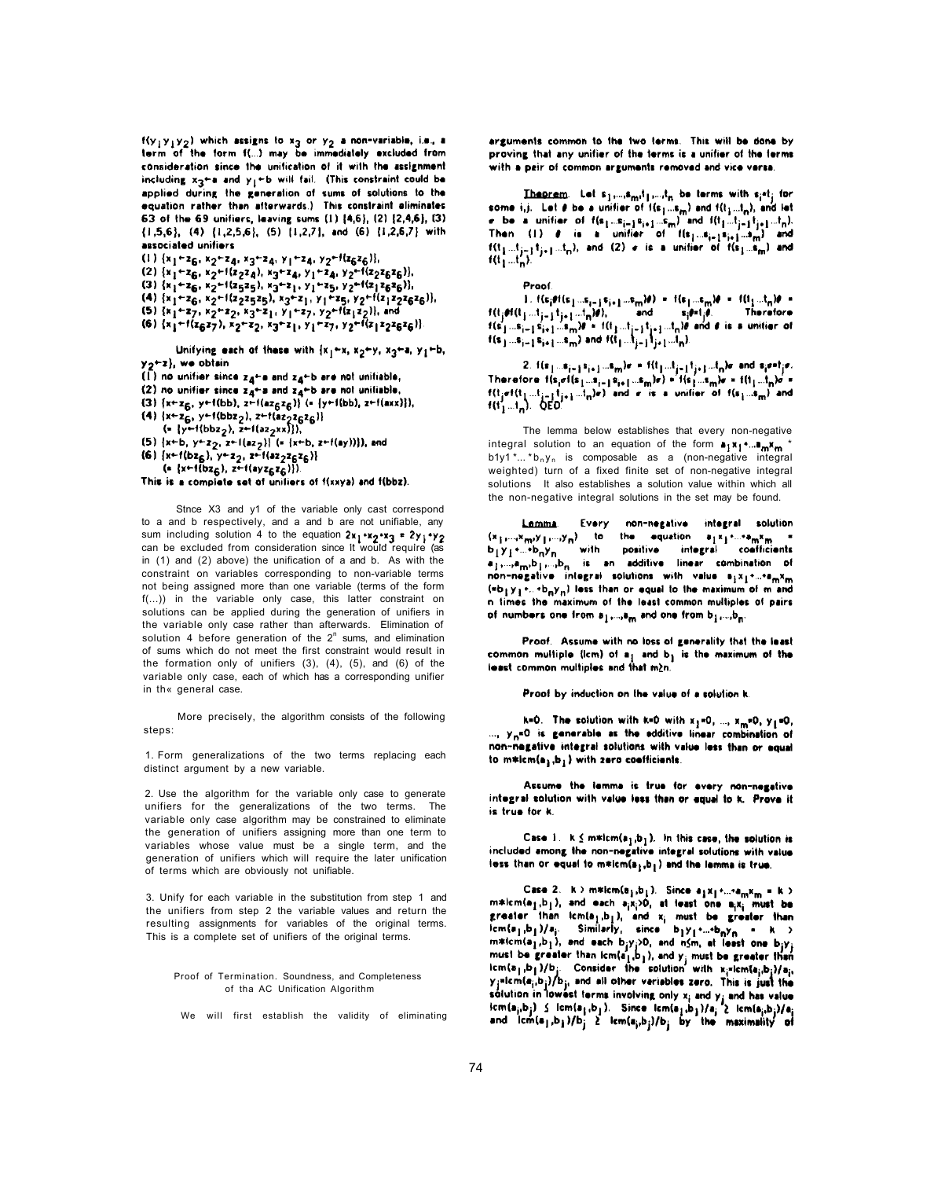$f(y_1 y_1 y_2)$ which assigns to $x_3$ or $y_2$ a non-variable, i.e., a term of the form $f(...)$ may be immediately excluded from consideration since the unification of it with the assignment including $x_3 \leftarrow a$ and $y_1 \leftarrow b$ will fail. (This constraint could be applied during the generation of sums of solutions to the equation rather than afterwards.) This constraint eliminates 63 of the 69 unifiers, leaving sums (1) {4,6}, (2) {2,4,6}, (3) {1,5,6}, (4) {1,2,5,6}, (5) {1,2,7}, and (6) {1,2,6,7} with associated unifiers

(1) $\{x_1 \leftarrow z_6, x_2 \leftarrow z_4, x_3 \leftarrow z_4, y_1 \leftarrow z_4, y_2 \leftarrow f(z_6 z_6)\}$,
(2) $\{x_1 \leftarrow z_6, x_2 \leftarrow f(z_2 z_4), x_3 \leftarrow z_4, y_1 \leftarrow z_4, y_2 \leftarrow f(z_2 z_6 z_6)\}$,
(3) $\{x_1 \leftarrow z_6, x_2 \leftarrow f(z_5 z_5), x_3 \leftarrow z_1, y_1 \leftarrow z_5, y_2 \leftarrow f(z_1 z_6 z_6)\}$,
(4) $\{x_1 \leftarrow z_6, x_2 \leftarrow f(z_2 z_5 z_5), x_3 \leftarrow z_1, y_1 \leftarrow z_5, y_2 \leftarrow f(z_1 z_2 z_6 z_6)\}$,
(5) $\{x_1 \leftarrow z_7, x_2 \leftarrow z_2, x_3 \leftarrow z_1, y_1 \leftarrow z_7, y_2 \leftarrow f(z_1 z_2)\}$, and
(6) $\{x_1 \leftarrow f(z_6 z_7), x_2 \leftarrow z_2, x_3 \leftarrow z_1, y_1 \leftarrow z_7, y_2 \leftarrow f(z_1 z_2 z_6 z_6)\}$

Unifying each of these with $\{x_1 \leftarrow x, x_2 \leftarrow y, x_3 \leftarrow a, y_1 \leftarrow b, y_2 \leftarrow z\}$, we obtain

(1) no unifier since $z_4 \leftarrow a$ and $z_4 \leftarrow b$ are not unifiable,
(2) no unifier since $z_4 \leftarrow a$ and $z_4 \leftarrow b$ are not unifiable,
(3) $\{x \leftarrow z_6, y \leftarrow f(bb), z \leftarrow f(az_6 z_6)\}$ (= $\{y \leftarrow f(bb), z \leftarrow f(axx)\}$),
(4) $\{x \leftarrow z_6, y \leftarrow f(bbz_2), z \leftarrow f(az_2 z_6 z_6)\}$
 (= $\{y \leftarrow f(bbz_2), z \leftarrow f(az_2 xx)\}$),
(5) $\{x \leftarrow b, y \leftarrow z_2, z \leftarrow f(az_2)\}$ (= $\{x \leftarrow b, z \leftarrow f(ay)\}$), and
(6) $\{x \leftarrow f(bz_6), y \leftarrow z_2, z \leftarrow f(az_2 z_6 z_6)\}$
 (= $\{x \leftarrow f(bz_6), z \leftarrow f(ayz_6 z_6)\}$).

This is a complete set of unifiers of $f(xxya)$ and $f(bbz)$.

Since X3 and y1 of the variable only cast correspond to a and b respectively, and a and b are not unifiable, any sum including solution 4 to the equation $2x_1 + x_2 + x_3 = 2y_1 + y_2$ can be excluded from consideration since it would require (as in (1) and (2) above) the unification of a and b. As with the constraint on variables corresponding to non-variable terms not being assigned more than one variable (terms of the form f(...)) in the variable only case, this latter constraint on solutions can be applied during the generation of unifiers in the variable only case rather than afterwards. Elimination of solution 4 before generation of the $2^n$ sums, and elimination of sums which do not meet the first constraint would result in the formation only of unifiers (3), (4), (5), and (6) of the variable only case, each of which has a corresponding unifier in th« general case.

More precisely, the algorithm consists of the following steps:

1. Form generalizations of the two terms replacing each distinct argument by a new variable.

2. Use the algorithm for the variable only case to generate unifiers for the generalizations of the two terms. The variable only case algorithm may be constrained to eliminate the generation of unifiers assigning more than one term to variables whose value must be a single term, and the generation of unifiers which will require the later unification of terms which are obviously not unifiable.

3. Unify for each variable in the substitution from step 1 and the unifiers from step 2 the variable values and return the resulting assignments for variables of the original terms. This is a complete set of unifiers of the original terms.

## Proof of Termination. Soundness, and Completeness of tha AC Unification Algorithm

We will first establish the validity of eliminating arguments common to the two terms. This will be done by proving that any unifier of the terms is a unifier of the terms with a pair of common arguments removed and vice versa.

**Theorem**. Let $s_1,...,s_m,t_1,...,t_n$ be terms with $s_i = t_j$ for some i,j. Let $\theta$ be a unifier of $f(s_1...s_m)$ and $f(t_1...t_n)$, and let $\sigma$ be a unifier of $f(s_1...s_{i-1}s_{i+1}...s_m)$ and $f(t_1...t_{j-1}t_{j+1}...t_n)$. Then (1) $\theta$ is a unifier of $f(s_1...s_{i-1}s_{i+1}...s_m)$ and $f(t_1...t_{j-1}t_{j+1}...t_n)$, and (2) $\sigma$ is a unifier of $f(s_1...s_m)$ and $f(t_1...t_n)$.

Proof.

1. $f(s_i\theta f(s_1...s_{i-1}s_{i+1}...s_m)\theta) = f(s_1...s_m)\theta = f(t_1...t_n)\theta = f(t_j\theta f(t_1...t_{j-1}t_{j+1}...t_n)\theta)$, and $s_i\theta = t_j\theta$. Therefore $f(s_1...s_{i-1}s_{i+1}...s_m)\theta = f(t_1...t_{j-1}t_{j+1}...t_n)\theta$ and $\theta$ is a unifier of $f(s_1...s_{i-1}s_{i+1}...s_m)$ and $f(t_1...t_{j-1}t_{j+1}...t_n)$.

2. $f(s_1...s_{i-1}s_{i+1}...s_m)\sigma = f(t_1...t_{j-1}t_{j+1}...t_n)\sigma$ and $s_i\sigma = t_j\sigma$. Therefore $f(s_i\sigma f(s_1...s_{i-1}s_{i+1}...s_m)\sigma) = f(s_1...s_m)\sigma = f(t_1...t_n)\sigma = f(t_j\sigma f(t_1...t_{j-1}t_{j+1}...t_n)\sigma)$ and $\sigma$ is a unifier of $f(s_1...s_m)$ and $f(t_1...t_n)$. QED

The lemma below establishes that every non-negative integral solution to an equation of the form $a_1x_1+...a_mx_m = b_1y_1+...+b_ny_n$ is composable as a (non-negative integral weighted) turn of a fixed finite set of non-negative integral solutions It also establishes a solution value within which all the non-negative integral solutions in the set may be found.

**Lemma**. Every non-negative integral solution $(x_1,...,x_m,y_1,...,y_n)$ to the equation $a_1x_1+...+a_mx_m = b_1y_1+...+b_ny_n$ with positive integral coefficients $a_1,...,a_m,b_1,...,b_n$ is an additive linear combination of non-negative integral solutions with value $a_1x_1+...+a_mx_m$ ($=b_1y_1+...+b_ny_n$) less than or equal to the maximum of m and n times the maximum of the least common multiples of pairs of numbers one from $a_1,...,a_m$ and one from $b_1,...,b_n$.

Proof. Assume with no loss of generality that the least common multiple (lcm) of $a_1$ and $b_1$ is the maximum of the least common multiples and that $m \geq n$.

Proof by induction on the value of a solution k.

k=0. The solution with k=0 with $x_1=0$, ..., $x_m=0$, $y_1=0$, ..., $y_n=0$ is generable as the additive linear combination of non-negative integral solutions with value less than or equal to $m*lcm(a_1,b_1)$ with zero coefficients.

Assume the lemma is true for every non-negative integral solution with value less than or equal to k. *Prove it is true for k.*

Case 1. $k \leq m*lcm(a_1,b_1)$. In this case, the solution is included among the non-negative integral solutions with value less than or equal to $m*lcm(a_1,b_1)$ and the lemma is true.

Case 2. $k > m*lcm(a_1,b_1)$. Since $a_1x_1+...+a_mx_m = k > m*lcm(a_1,b_1)$, and each $a_ix_i \geq 0$, at least one $a_ix_i$ must be greater than $lcm(a_1,b_1)$, and $x_i$ must be greater than $lcm(a_1,b_1)/a_i$. Similarly, since $b_1y_1+...+b_ny_n = k > m*lcm(a_1,b_1)$, and each $b_jy_j \geq 0$, and $n \leq m$, at least one $b_jy_j$ must be greater than $lcm(a_1,b_1)$, and $y_j$ must be greater than $lcm(a_1,b_1)/b_j$. Consider the solution with $x_i = lcm(a_i,b_j)/a_i$, $y_j = lcm(a_i,b_j)/b_j$, and all other variables zero. This is just the solution in lowest terms involving only $x_i$ and $y_j$ and has value $lcm(a_i,b_j) \leq lcm(a_1,b_1)$. Since $lcm(a_1,b_1)/a_i \geq lcm(a_i,b_j)/a_i$ and $lcm(a_1,b_1)/b_j \geq lcm(a_i,b_j)/b_j$ by the maximality of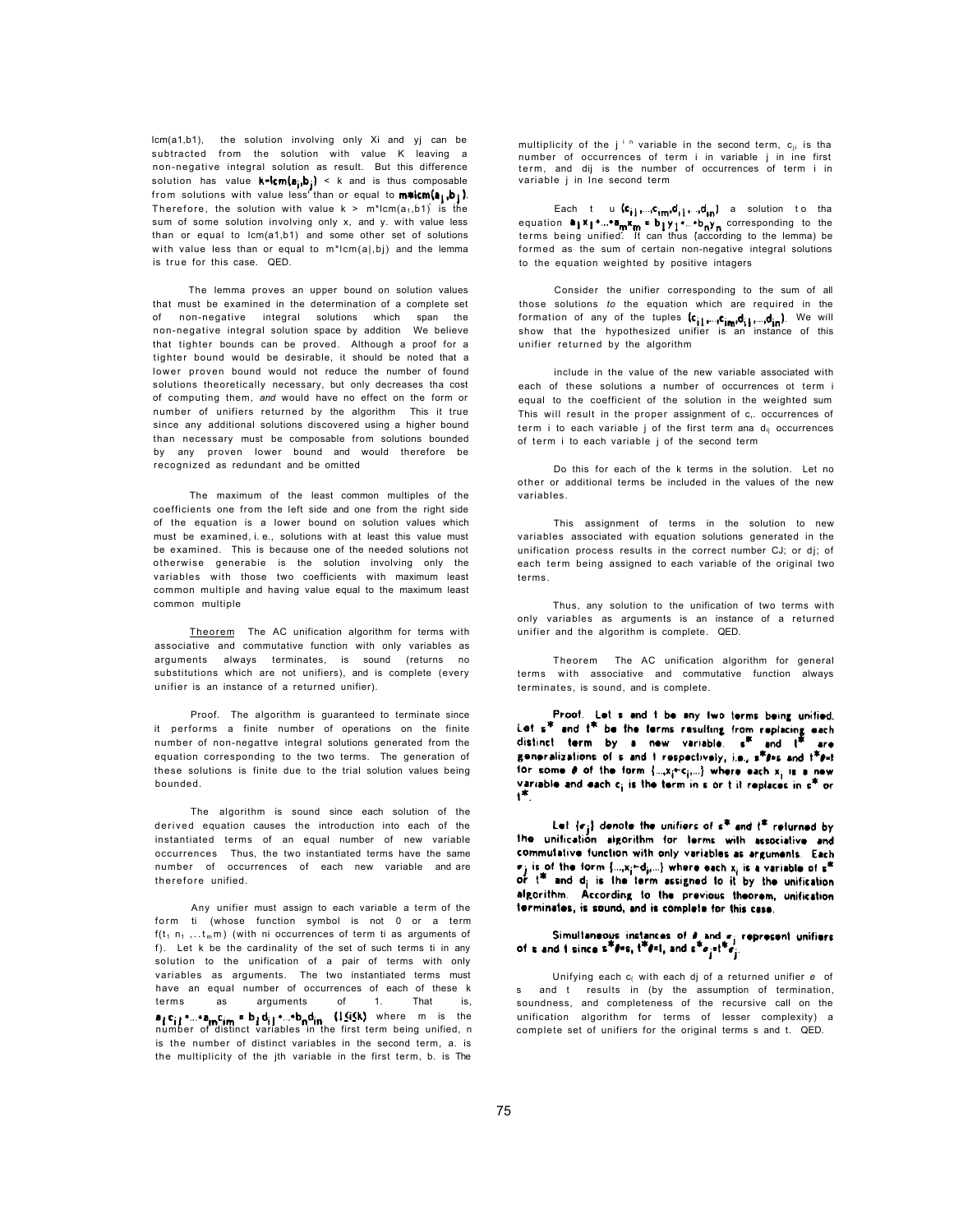lcm(a1,b1), the solution involving only Xi and yj can be subtracted from the solution with value K leaving a non-negative integral solution as result. But this difference solution has value $k$=lcm($a_i$,$b_j$) < k and is thus composable from solutions with value less than or equal to m*lcm($a_i$,$b_j$). Therefore, the solution with value k > m*lcm($a_1$,b1) is the sum of some solution involving only x, and y. with value less than or equal to lcm(a1,b1) and some other set of solutions with value less than or equal to m*lcm(a|,bj) and the lemma is true for this case. QED.

The lemma proves an upper bound on solution values that must be examined in the determination of a complete set of non-negative integral solutions which span the non-negative integral solution space by addition We believe that tighter bounds can be proved. Although a proof for a tighter bound would be desirable, it should be noted that a lower proven bound would not reduce the number of found solutions theoretically necessary, but only decreases tha cost of computing them, *and* would have no effect on the form or number of unifiers returned by the algorithm This it true since any additional solutions discovered using a higher bound than necessary must be composable from solutions bounded by any proven lower bound and would therefore be recognized as redundant and be omitted

The maximum of the least common multiples of the coefficients one from the left side and one from the right side of the equation is a lower bound on solution values which must be examined, i. e., solutions with at least this value must be examined. This is because one of the needed solutions not otherwise generabie is the solution involving only the variables with those two coefficients with maximum least common multiple and having value equal to the maximum least common multiple

Theorem The AC unification algorithm for terms with associative and commutative function with only variables as arguments always terminates, is sound (returns no substitutions which are not unifiers), and is complete (every unifier is an instance of a returned unifier).

Proof. The algorithm is guaranteed to terminate since it performs a finite number of operations on the finite number of non-negattve integral solutions generated from the equation corresponding to the two terms. The generation of these solutions is finite due to the trial solution values being bounded.

The algorithm is sound since each solution of the derived equation causes the introduction into each of the instantiated terms of an equal number of new variable occurrences Thus, the two instantiated terms have the same number of occurrences of each new variable and are therefore unified.

Any unifier must assign to each variable a term of the form ti (whose function symbol is not 0 or a term f($t_1$ $n_1$ ,..$t_m$m) (with ni occurrences of term ti as arguments of f). Let k be the cardinality of the set of such terms ti in any solution to the unification of a pair of terms with only variables as arguments. The two instantiated terms must have an equal number of occurrences of each of these k terms as arguments of 1. That is, $a_1c_{i1}+...+a_mc_{im} = b_1d_{i1}+...+b_nd_{in}$ $(1 \leq i \leq k)$ where m is the number of distinct variables in the first term being unified, n is the number of distinct variables in the second term, a. is the multiplicity of the jth variable in the first term, b. is The multiplicity of the $j^{in}$ variable in the second term, $c_{ji}$ is tha number of occurrences of term i in variable j in ine first term, and dij is the number of occurrences of term i in variable j in Ine second term

Each t u $(c_{i1},...,c_{im},d_{i1},...,d_{in})$ a solution to tha equation $a_1x_1+...+a_mx_m = b_1y_1+...+b_ny_n$ corresponding to the terms being unified. It can thus (according to the lemma) be formed as the sum of certain non-negative integral solutions to the equation weighted by positive intagers

Consider the unifier corresponding to the sum of all those solutions *to* the equation which are required in the formation of any of the tuples $(c_{i1},...,c_{im},d_{i1},...,d_{in})$. We will show that the hypothesized unifier is an instance of this unifier returned by the algorithm

include in the value of the new variable associated with each of these solutions a number of occurrences ot term i equal to the coefficient of the solution in the weighted sum This will result in the proper assignment of c,. occurrences of term i to each variable j of the first term ana $d_{ij}$ occurrences of term i to each variable j of the second term

Do this for each of the k terms in the solution. Let no other or additional terms be included in the values of the new variables.

This assignment of terms in the solution to new variables associated with equation solutions generated in the unification process results in the correct number CJ; or dj; of each term being assigned to each variable of the original two terms.

Thus, any solution to the unification of two terms with only variables as arguments is an instance of a returned unifier and the algorithm is complete. QED.

Theorem The AC unification algorithm for general terms with associative and commutative function always terminates, is sound, and is complete.

**Proof. Let s and t be any two terms being unified. Let $s^*$ and $t^*$ be the terms resulting from replacing each distinct term by a new variable. $s^*$ and $t^*$ are generalizations of s and t respectively, i.e., $s^*\theta=s$ and $t^*\theta=t$ for some $\theta$ of the form $\{...,x_i \leftarrow c_i,...\}$ where each $x_i$ is a new variable and each $c_i$ is the term in s or t it replaces in $s^*$ or $t^*$.**

**Let $\{\sigma_j\}$ denote the unifiers of $s^*$ and $t^*$ returned by the unification algorithm for terms with associative and commutative function with only variables as arguments. Each $\sigma_j$ is of the form $\{...,x_i \leftarrow d_i,...\}$ where each $x_i$ is a variable of $s^*$ or $t^*$ and $d_i$ is the term assigned to it by the unification algorithm. According to the previous theorem, unification terminates, is sound, and is complete for this case.**

**Simultaneous instances of $\theta$ and $\sigma_j$ represent unifiers of s and t since $s^*\theta=s$, $t^*\theta=t$, and $s^*\sigma_j=t^*\sigma_j$.**

Unifying each $c_i$ with each dj of a returned unifier *e* of s and t results in (by the assumption of termination, soundness, and completeness of the recursive call on the unification algorithm for terms of lesser complexity) a complete set of unifiers for the original terms s and t. QED.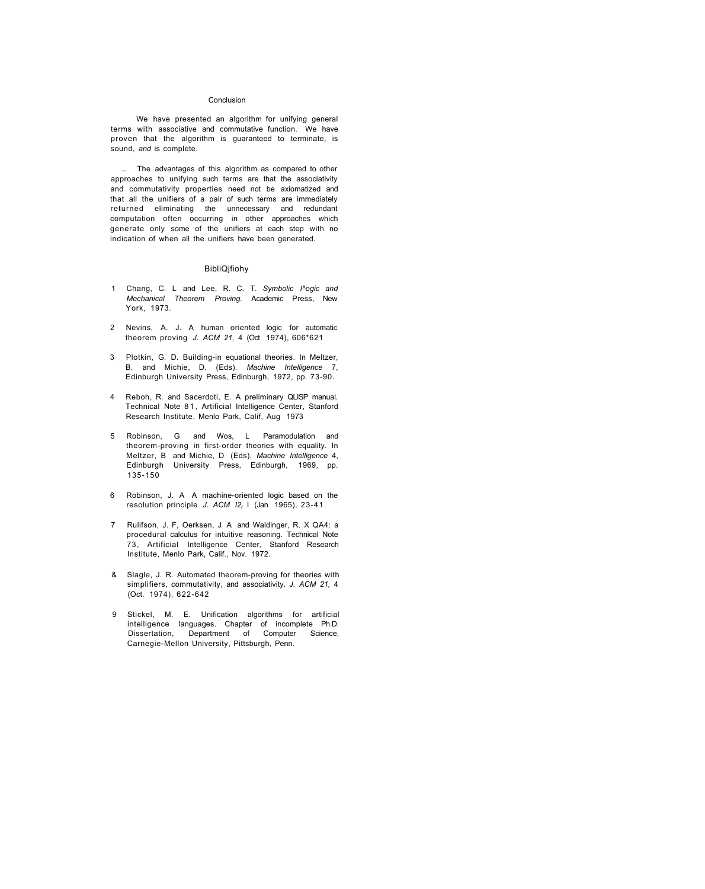## Conclusion

We have presented an algorithm for unifying general terms with associative and commutative function. We have proven that the algorithm is guaranteed to terminate, is sound, *and* is complete.

… The advantages of this algorithm as compared to other approaches to unifying such terms are that the associativity and commutativity properties need not be axiomatized and that all the unifiers of a pair of such terms are immediately returned eliminating the unnecessary and redundant computation often occurring in other approaches which generate only some of the unifiers at each step with no indication of when all the unifiers have been generated.

## BibliQjfiohy

1 Chang, C. L and Lee, R. C. T. *Symbolic l^ogic and Mechanical Theorem Proving.* Academic Press, New York, 1973.

2 Nevins, A. J. A human oriented logic for automatic theorem proving *J. ACM 21,* 4 (Oct 1974), 606*621

3 Plotkin, G. D. Building-in equational theories. In Meltzer, B. and Michie, D. (Eds). *Machine Intelligence* 7, Edinburgh University Press, Edinburgh, 1972, pp. 73-90.

4 Reboh, R. and Sacerdoti, E. A preliminary QLISP manual. Technical Note 81, Artificial Intelligence Center, Stanford Research Institute, Menlo Park, Calif, Aug 1973

5 Robinson, G and Wos, L Paramodulation and theorem-proving in first-order theories with equality. In Meltzer, B and Michie, D (Eds). *Machine Intelligence* 4, Edinburgh University Press, Edinburgh, 1969, pp. 135-150

6 Robinson, J. A A machine-oriented logic based on the resolution principle *J. ACM $I2_t$* I (Jan 1965), 23-41.

7 Rulifson, J. F, Oerksen, J A and Waldinger, R. X QA4: a procedural calculus for intuitive reasoning. Technical Note 73, Artificial Intelligence Center, Stanford Research Institute, Menlo Park, Calif., Nov. 1972.

& Slagle, J. R. Automated theorem-proving for theories with simplifiers, commutativity, and associativity. *J. ACM 21,* 4 (Oct. 1974), 622-642

9 Stickel, M. E. Unification algorithms for artificial intelligence languages. Chapter of incomplete Ph.D. Dissertation, Department of Computer Science, Carnegie-Mellon University, Pittsburgh, Penn.